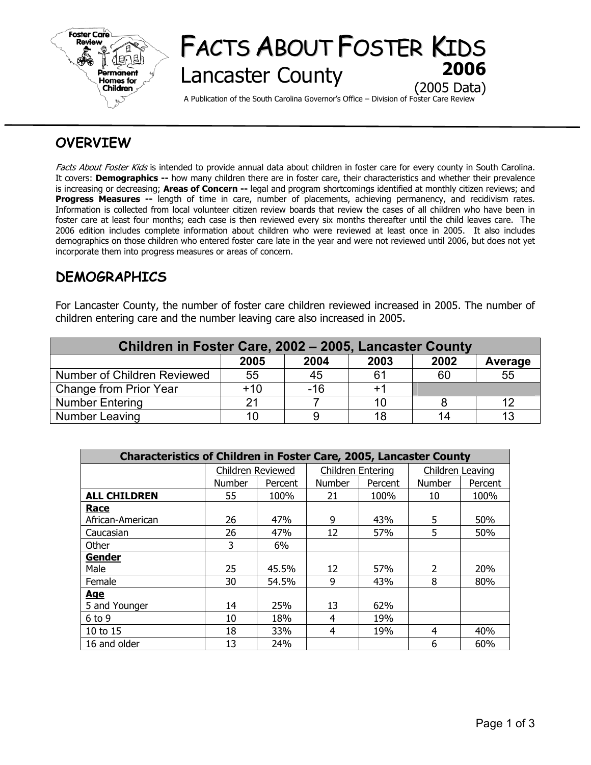# FACTS ABOUT FOSTER KIDS

## Lancaster County

**2006**

(2005 Data)

A Publication of the South Carolina Governor's Office – Division of Foster Care Review

## OVERVIEW

*Facts About Foster Kids* is intended to provide annual data about children in foster care for every county in South Carolina. It covers: **Demographics --** how many children there are in foster care, their characteristics and whether their prevalence is increasing or decreasing; **Areas of Concern --** legal and program shortcomings identified at monthly citizen reviews; and **Progress Measures --** length of time in care, number of placements, achieving permanency, and recidivism rates. Information is collected from local volunteer citizen review boards that review the cases of all children who have been in foster care at least four months; each case is then reviewed every six months thereafter until the child leaves care. The 2006 edition includes complete information about children who were reviewed at least once in 2005. It also includes demographics on those children who entered foster care late in the year and were not reviewed until 2006, but does not yet incorporate them into progress measures or areas of concern.

## DEMOGRAPHICS

For Lancaster County, the number of foster care children reviewed increased in 2005. The number of children entering care and the number leaving care also increased in 2005.

| Children in Foster Care, 2002 – 2005, Lancaster County | | | | | |
|---|---|---|---|---|---|
| | 2005 | 2004 | 2003 | 2002 | Average |
| Number of Children Reviewed | 55 | 45 | 61 | 60 | 55 |
| Change from Prior Year | +10 | -16 | +1 | | |
| Number Entering | 21 | 7 | 10 | 8 | 12 |
| Number Leaving | 10 | 9 | 18 | 14 | 13 |

| Characteristics of Children in Foster Care, 2005, Lancaster County | | | | | | |
|---|---|---|---|---|---|---|
| | Children Reviewed | | Children Entering | | Children Leaving | |
| | Number | Percent | Number | Percent | Number | Percent |
| **ALL CHILDREN** | 55 | 100% | 21 | 100% | 10 | 100% |
| **Race** | | | | | | |
| African-American | 26 | 47% | 9 | 43% | 5 | 50% |
| Caucasian | 26 | 47% | 12 | 57% | 5 | 50% |
| Other | 3 | 6% | | | | |
| **Gender** | | | | | | |
| Male | 25 | 45.5% | 12 | 57% | 2 | 20% |
| Female | 30 | 54.5% | 9 | 43% | 8 | 80% |
| **Age** | | | | | | |
| 5 and Younger | 14 | 25% | 13 | 62% | | |
| 6 to 9 | 10 | 18% | 4 | 19% | | |
| 10 to 15 | 18 | 33% | 4 | 19% | 4 | 40% |
| 16 and older | 13 | 24% | | | 6 | 60% |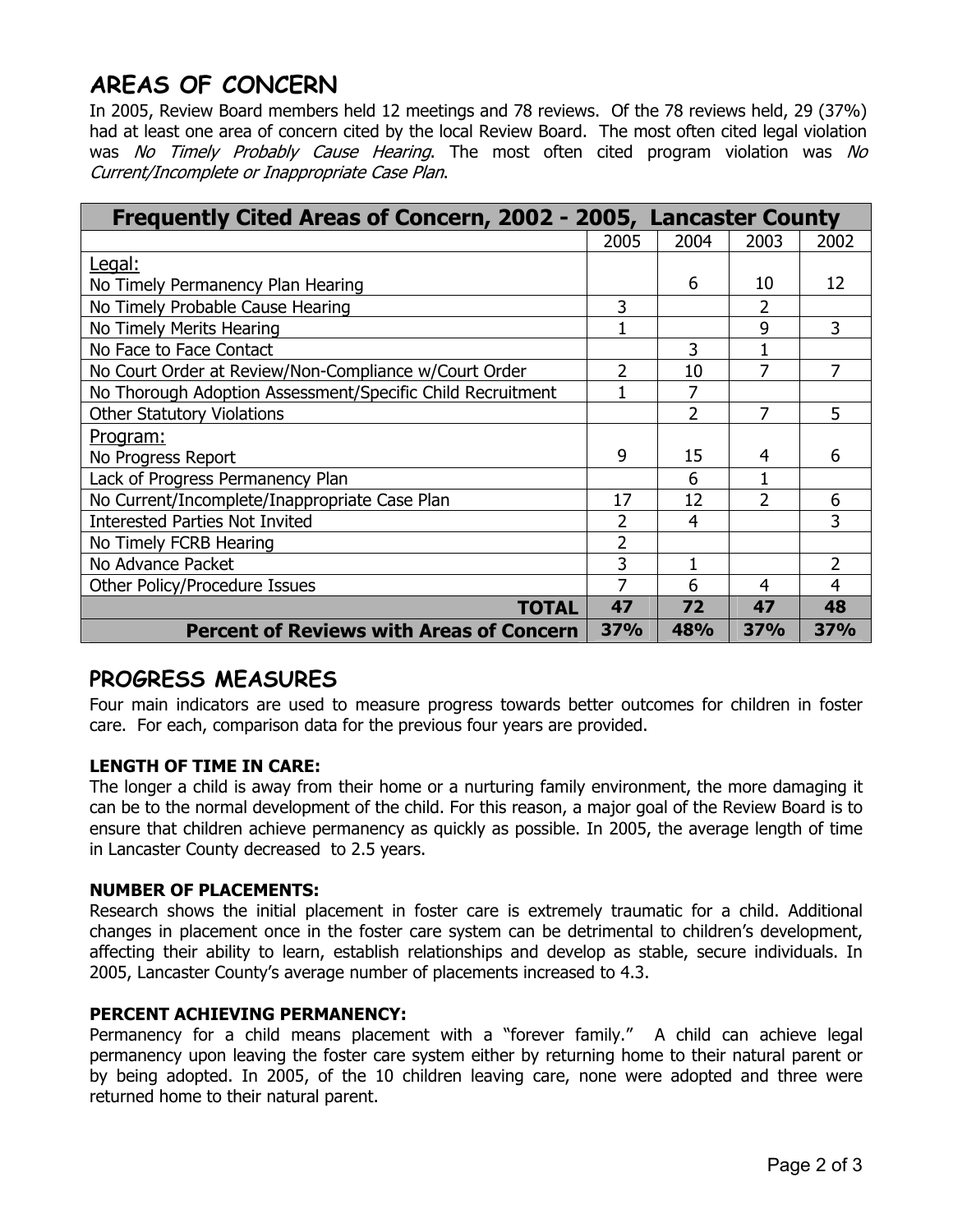## AREAS OF CONCERN

In 2005, Review Board members held 12 meetings and 78 reviews. Of the 78 reviews held, 29 (37%) had at least one area of concern cited by the local Review Board. The most often cited legal violation was *No Timely Probably Cause Hearing*. The most often cited program violation was *No Current/Incomplete or Inappropriate Case Plan*.

| Frequently Cited Areas of Concern, 2002 - 2005, Lancaster County | | | | |
|---|---|---|---|---|
| | 2005 | 2004 | 2003 | 2002 |
| Legal:<br>No Timely Permanency Plan Hearing | | 6 | 10 | 12 |
| No Timely Probable Cause Hearing | 3 | | 2 | |
| No Timely Merits Hearing | 1 | | 9 | 3 |
| No Face to Face Contact | | 3 | 1 | |
| No Court Order at Review/Non-Compliance w/Court Order | 2 | 10 | 7 | 7 |
| No Thorough Adoption Assessment/Specific Child Recruitment | 1 | 7 | | |
| Other Statutory Violations | | 2 | 7 | 5 |
| Program:<br>No Progress Report | 9 | 15 | 4 | 6 |
| Lack of Progress Permanency Plan | | 6 | 1 | |
| No Current/Incomplete/Inappropriate Case Plan | 17 | 12 | 2 | 6 |
| Interested Parties Not Invited | 2 | 4 | | 3 |
| No Timely FCRB Hearing | 2 | | | |
| No Advance Packet | 3 | 1 | | 2 |
| Other Policy/Procedure Issues | 7 | 6 | 4 | 4 |
| **TOTAL** | **47** | **72** | **47** | **48** |
| **Percent of Reviews with Areas of Concern** | **37%** | **48%** | **37%** | **37%** |

## PROGRESS MEASURES

Four main indicators are used to measure progress towards better outcomes for children in foster care. For each, comparison data for the previous four years are provided.

### LENGTH OF TIME IN CARE:

The longer a child is away from their home or a nurturing family environment, the more damaging it can be to the normal development of the child. For this reason, a major goal of the Review Board is to ensure that children achieve permanency as quickly as possible. In 2005, the average length of time in Lancaster County decreased to 2.5 years.

### NUMBER OF PLACEMENTS:

Research shows the initial placement in foster care is extremely traumatic for a child. Additional changes in placement once in the foster care system can be detrimental to children's development, affecting their ability to learn, establish relationships and develop as stable, secure individuals. In 2005, Lancaster County's average number of placements increased to 4.3.

### PERCENT ACHIEVING PERMANENCY:

Permanency for a child means placement with a "forever family." A child can achieve legal permanency upon leaving the foster care system either by returning home to their natural parent or by being adopted. In 2005, of the 10 children leaving care, none were adopted and three were returned home to their natural parent.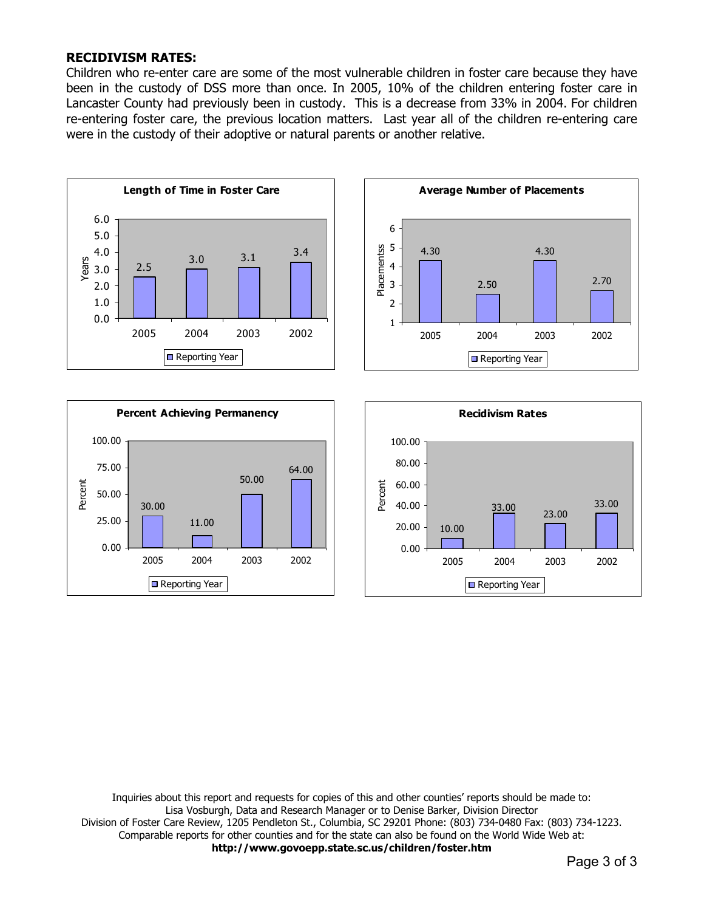**RECIDIVISM RATES:**

Children who re-enter care are some of the most vulnerable children in foster care because they have been in the custody of DSS more than once. In 2005, 10% of the children entering foster care in Lancaster County had previously been in custody. This is a decrease from 33% in 2004. For children re-entering foster care, the previous location matters. Last year all of the children re-entering care were in the custody of their adoptive or natural parents or another relative.

**Length of Time in Foster Care**

Years

6.0
5.0
4.0
3.0
2.0
1.0
0.0

2.5
3.0
3.1
3.4

2005
2004
2003
2002

Reporting Year

**Average Number of Placements**

Placementss

6
5
4
3
2
1

4.30
2.50
4.30
2.70

2005
2004
2003
2002

Reporting Year

**Percent Achieving Permanency**

Percent

100.00
75.00
50.00
25.00
0.00

30.00
11.00
50.00
64.00

2005
2004
2003
2002

Reporting Year

**Recidivism Rates**

Percent

100.00
80.00
60.00
40.00
20.00
0.00

10.00
33.00
23.00
33.00

2005
2004
2003
2002

Reporting Year

Inquiries about this report and requests for copies of this and other counties' reports should be made to:
Lisa Vosburgh, Data and Research Manager or to Denise Barker, Division Director
Division of Foster Care Review, 1205 Pendleton St., Columbia, SC 29201 Phone: (803) 734-0480 Fax: (803) 734-1223.
Comparable reports for other counties and for the state can also be found on the World Wide Web at:
**http://www.govoepp.state.sc.us/children/foster.htm**